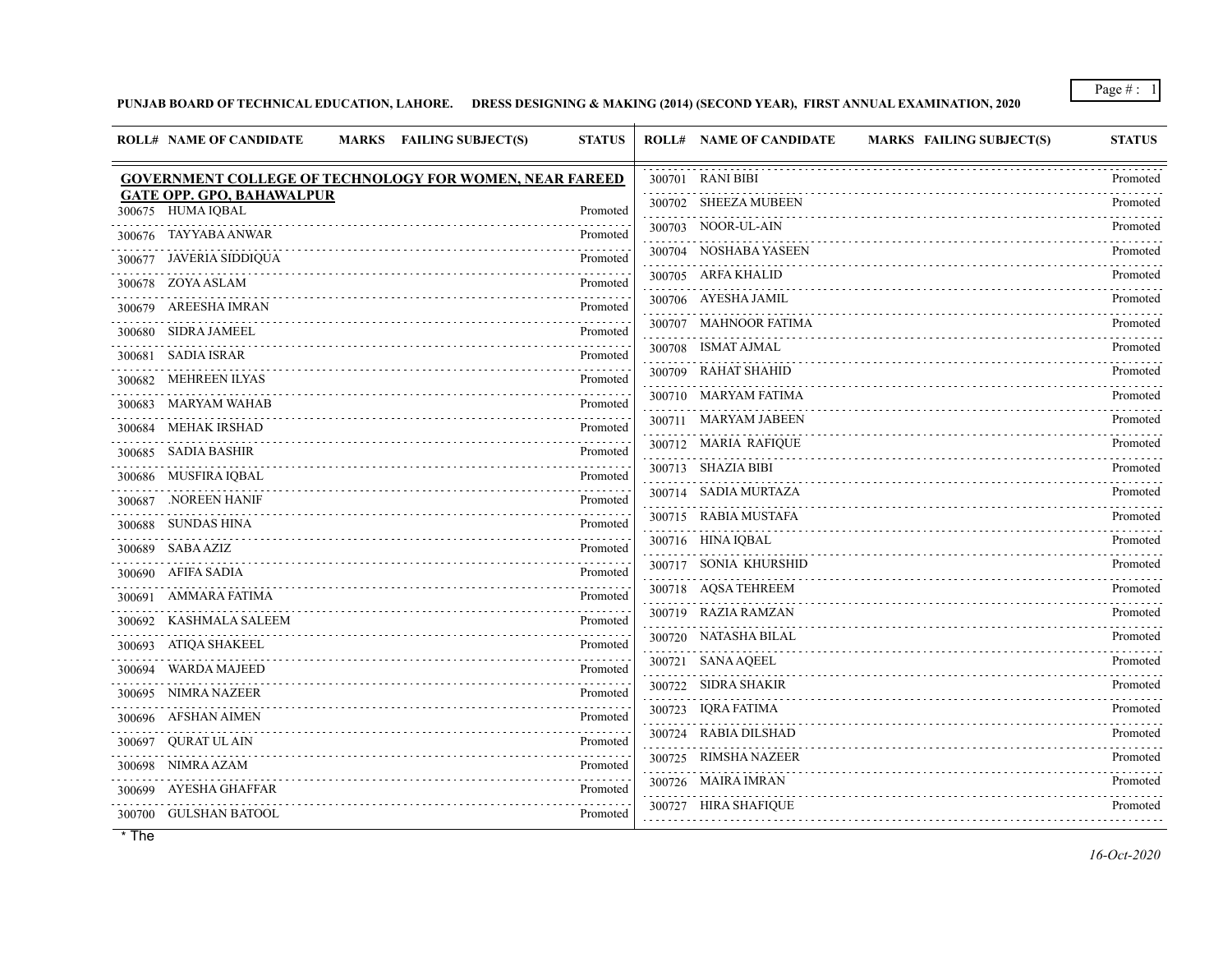**PUNJAB BOARD OF TECHNICAL EDUCATION, LAHORE. DRESS DESIGNING & MAKING (2014) (SECOND YEAR), FIRST ANNUAL EXAMINATION, 2020**

**GOVERNMENT COLLEGE OF TECHNOLOGY FOR WOMEN, NEAR FAREED GATE OPP. GPO, BAHAWALPUR**

| ROLL# | NAME OF CANDIDATE | MARKS | FAILING SUBJECT(S) | STATUS |
|---|---|---|---|---|
| 300675 | HUMA IQBAL | | | Promoted |
| 300676 | TAYYABA ANWAR | | | Promoted |
| 300677 | JAVERIA SIDDIQUA | | | Promoted |
| 300678 | ZOYA ASLAM | | | Promoted |
| 300679 | AREESHA IMRAN | | | Promoted |
| 300680 | SIDRA JAMEEL | | | Promoted |
| 300681 | SADIA ISRAR | | | Promoted |
| 300682 | MEHREEN ILYAS | | | Promoted |
| 300683 | MARYAM WAHAB | | | Promoted |
| 300684 | MEHAK IRSHAD | | | Promoted |
| 300685 | SADIA BASHIR | | | Promoted |
| 300686 | MUSFIRA IQBAL | | | Promoted |
| 300687 | .NOREEN HANIF | | | Promoted |
| 300688 | SUNDAS HINA | | | Promoted |
| 300689 | SABA AZIZ | | | Promoted |
| 300690 | AFIFA SADIA | | | Promoted |
| 300691 | AMMARA FATIMA | | | Promoted |
| 300692 | KASHMALA SALEEM | | | Promoted |
| 300693 | ATIQA SHAKEEL | | | Promoted |
| 300694 | WARDA MAJEED | | | Promoted |
| 300695 | NIMRA NAZEER | | | Promoted |
| 300696 | AFSHAN AIMEN | | | Promoted |
| 300697 | QURAT UL AIN | | | Promoted |
| 300698 | NIMRA AZAM | | | Promoted |
| 300699 | AYESHA GHAFFAR | | | Promoted |
| 300700 | GULSHAN BATOOL | | | Promoted |
| 300701 | RANI BIBI | | | Promoted |
| 300702 | SHEEZA MUBEEN | | | Promoted |
| 300703 | NOOR-UL-AIN | | | Promoted |
| 300704 | NOSHABA YASEEN | | | Promoted |
| 300705 | ARFA KHALID | | | Promoted |
| 300706 | AYESHA JAMIL | | | Promoted |
| 300707 | MAHNOOR FATIMA | | | Promoted |
| 300708 | ISMAT AJMAL | | | Promoted |
| 300709 | RAHAT SHAHID | | | Promoted |
| 300710 | MARYAM FATIMA | | | Promoted |
| 300711 | MARYAM JABEEN | | | Promoted |
| 300712 | MARIA RAFIQUE | | | Promoted |
| 300713 | SHAZIA BIBI | | | Promoted |
| 300714 | SADIA MURTAZA | | | Promoted |
| 300715 | RABIA MUSTAFA | | | Promoted |
| 300716 | HINA IQBAL | | | Promoted |
| 300717 | SONIA KHURSHID | | | Promoted |
| 300718 | AQSA TEHREEM | | | Promoted |
| 300719 | RAZIA RAMZAN | | | Promoted |
| 300720 | NATASHA BILAL | | | Promoted |
| 300721 | SANA AQEEL | | | Promoted |
| 300722 | SIDRA SHAKIR | | | Promoted |
| 300723 | IQRA FATIMA | | | Promoted |
| 300724 | RABIA DILSHAD | | | Promoted |
| 300725 | RIMSHA NAZEER | | | Promoted |
| 300726 | MAIRA IMRAN | | | Promoted |
| 300727 | HIRA SHAFIQUE | | | Promoted |

* The

*16-Oct-2020*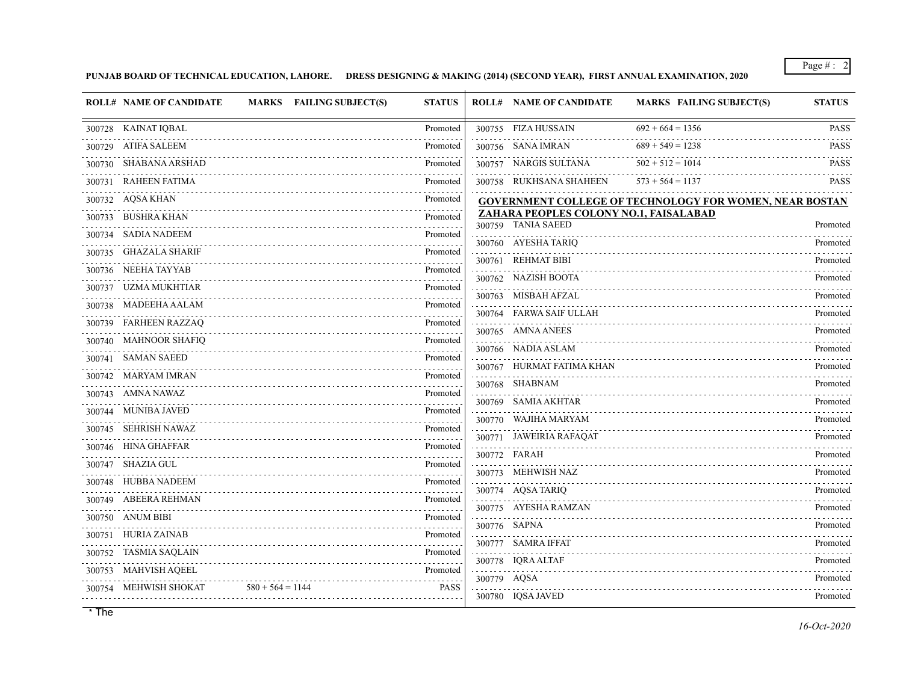**PUNJAB BOARD OF TECHNICAL EDUCATION, LAHORE. DRESS DESIGNING & MAKING (2014) (SECOND YEAR), FIRST ANNUAL EXAMINATION, 2020**

| ROLL# | NAME OF CANDIDATE | MARKS | FAILING SUBJECT(S) | STATUS |
|---|---|---|---|---|
| 300728 | KAINAT IQBAL | | | Promoted |
| 300729 | ATIFA SALEEM | | | Promoted |
| 300730 | SHABANA ARSHAD | | | Promoted |
| 300731 | RAHEEN FATIMA | | | Promoted |
| 300732 | AQSA KHAN | | | Promoted |
| 300733 | BUSHRA KHAN | | | Promoted |
| 300734 | SADIA NADEEM | | | Promoted |
| 300735 | GHAZALA SHARIF | | | Promoted |
| 300736 | NEEHA TAYYAB | | | Promoted |
| 300737 | UZMA MUKHTIAR | | | Promoted |
| 300738 | MADEEHA AALAM | | | Promoted |
| 300739 | FARHEEN RAZZAQ | | | Promoted |
| 300740 | MAHNOOR SHAFIQ | | | Promoted |
| 300741 | SAMAN SAEED | | | Promoted |
| 300742 | MARYAM IMRAN | | | Promoted |
| 300743 | AMNA NAWAZ | | | Promoted |
| 300744 | MUNIBA JAVED | | | Promoted |
| 300745 | SEHRISH NAWAZ | | | Promoted |
| 300746 | HINA GHAFFAR | | | Promoted |
| 300747 | SHAZIA GUL | | | Promoted |
| 300748 | HUBBA NADEEM | | | Promoted |
| 300749 | ABEERA REHMAN | | | Promoted |
| 300750 | ANUM BIBI | | | Promoted |
| 300751 | HURIA ZAINAB | | | Promoted |
| 300752 | TASMIA SAQLAIN | | | Promoted |
| 300753 | MAHVISH AQEEL | | | Promoted |
| 300754 | MEHWISH SHOKAT | 580 + 564 = 1144 | | PASS |
| 300755 | FIZA HUSSAIN | 692 + 664 = 1356 | | PASS |
| 300756 | SANA IMRAN | 689 + 549 = 1238 | | PASS |
| 300757 | NARGIS SULTANA | 502 + 512 = 1014 | | PASS |
| 300758 | RUKHSANA SHAHEEN | 573 + 564 = 1137 | | PASS |

**GOVERNMENT COLLEGE OF TECHNOLOGY FOR WOMEN, NEAR BOSTAN ZAHARA PEOPLES COLONY NO.1, FAISALABAD**

| ROLL# | NAME OF CANDIDATE | MARKS | FAILING SUBJECT(S) | STATUS |
|---|---|---|---|---|
| 300759 | TANIA SAEED | | | Promoted |
| 300760 | AYESHA TARIQ | | | Promoted |
| 300761 | REHMAT BIBI | | | Promoted |
| 300762 | NAZISH BOOTA | | | Promoted |
| 300763 | MISBAH AFZAL | | | Promoted |
| 300764 | FARWA SAIF ULLAH | | | Promoted |
| 300765 | AMNA ANEES | | | Promoted |
| 300766 | NADIA ASLAM | | | Promoted |
| 300767 | HURMAT FATIMA KHAN | | | Promoted |
| 300768 | SHABNAM | | | Promoted |
| 300769 | SAMIA AKHTAR | | | Promoted |
| 300770 | WAJIHA MARYAM | | | Promoted |
| 300771 | JAWEIRIA RAFAQAT | | | Promoted |
| 300772 | FARAH | | | Promoted |
| 300773 | MEHWISH NAZ | | | Promoted |
| 300774 | AQSA TARIQ | | | Promoted |
| 300775 | AYESHA RAMZAN | | | Promoted |
| 300776 | SAPNA | | | Promoted |
| 300777 | SAMRA IFFAT | | | Promoted |
| 300778 | IQRA ALTAF | | | Promoted |
| 300779 | AQSA | | | Promoted |
| 300780 | IQSA JAVED | | | Promoted |

\* The

*16-Oct-2020*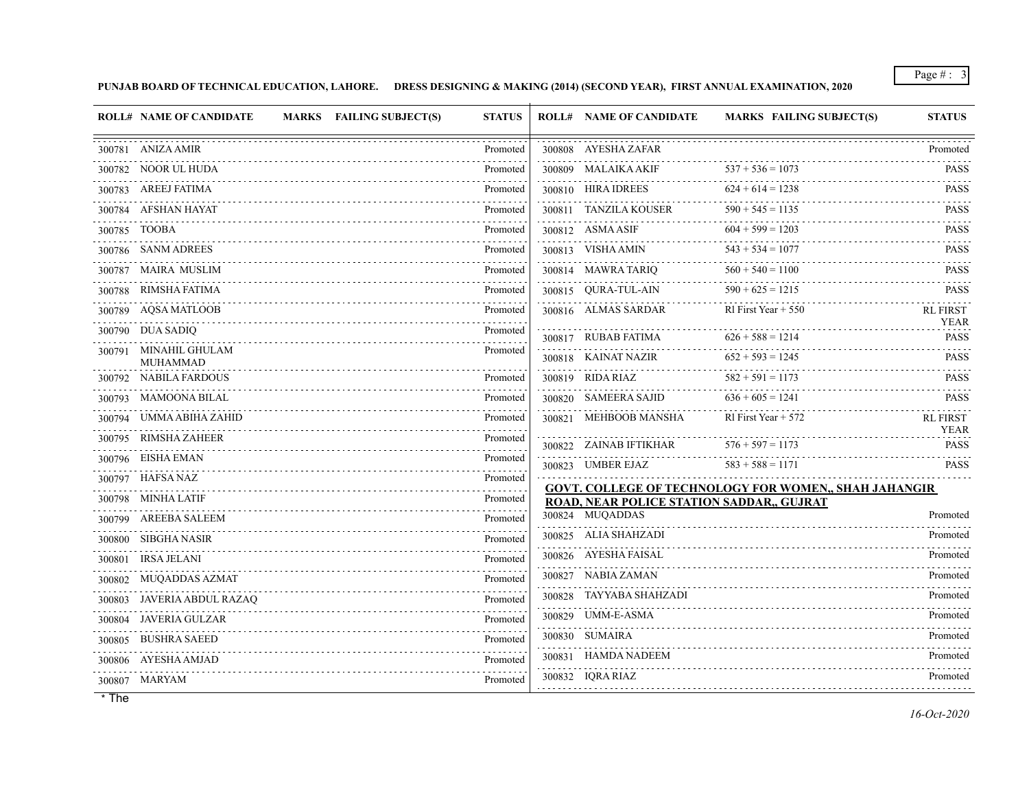**PUNJAB BOARD OF TECHNICAL EDUCATION, LAHORE. DRESS DESIGNING & MAKING (2014) (SECOND YEAR), FIRST ANNUAL EXAMINATION, 2020**

| ROLL# | NAME OF CANDIDATE | MARKS | FAILING SUBJECT(S) | STATUS |
|---|---|---|---|---|
| 300781 | ANIZA AMIR | | | Promoted |
| 300782 | NOOR UL HUDA | | | Promoted |
| 300783 | AREEJ FATIMA | | | Promoted |
| 300784 | AFSHAN HAYAT | | | Promoted |
| 300785 | TOOBA | | | Promoted |
| 300786 | SANM ADREES | | | Promoted |
| 300787 | MAIRA MUSLIM | | | Promoted |
| 300788 | RIMSHA FATIMA | | | Promoted |
| 300789 | AQSA MATLOOB | | | Promoted |
| 300790 | DUA SADIQ | | | Promoted |
| 300791 | MINAHIL GHULAM MUHAMMAD | | | Promoted |
| 300792 | NABILA FARDOUS | | | Promoted |
| 300793 | MAMOONA BILAL | | | Promoted |
| 300794 | UMMA ABIHA ZAHID | | | Promoted |
| 300795 | RIMSHA ZAHEER | | | Promoted |
| 300796 | EISHA EMAN | | | Promoted |
| 300797 | HAFSA NAZ | | | Promoted |
| 300798 | MINHA LATIF | | | Promoted |
| 300799 | AREEBA SALEEM | | | Promoted |
| 300800 | SIBGHA NASIR | | | Promoted |
| 300801 | IRSA JELANI | | | Promoted |
| 300802 | MUQADDAS AZMAT | | | Promoted |
| 300803 | JAVERIA ABDUL RAZAQ | | | Promoted |
| 300804 | JAVERIA GULZAR | | | Promoted |
| 300805 | BUSHRA SAEED | | | Promoted |
| 300806 | AYESHA AMJAD | | | Promoted |
| 300807 | MARYAM | | | Promoted |
| 300808 | AYESHA ZAFAR | | | Promoted |
| 300809 | MALAIKA AKIF | 537 + 536 = 1073 | | PASS |
| 300810 | HIRA IDREES | 624 + 614 = 1238 | | PASS |
| 300811 | TANZILA KOUSER | 590 + 545 = 1135 | | PASS |
| 300812 | ASMA ASIF | 604 + 599 = 1203 | | PASS |
| 300813 | VISHA AMIN | 543 + 534 = 1077 | | PASS |
| 300814 | MAWRA TARIQ | 560 + 540 = 1100 | | PASS |
| 300815 | QURA-TUL-AIN | 590 + 625 = 1215 | | PASS |
| 300816 | ALMAS SARDAR | Rl First Year + 550 | | RL FIRST YEAR |
| 300817 | RUBAB FATIMA | 626 + 588 = 1214 | | PASS |
| 300818 | KAINAT NAZIR | 652 + 593 = 1245 | | PASS |
| 300819 | RIDA RIAZ | 582 + 591 = 1173 | | PASS |
| 300820 | SAMEERA SAJID | 636 + 605 = 1241 | | PASS |
| 300821 | MEHBOOB MANSHA | Rl First Year + 572 | | RL FIRST YEAR |
| 300822 | ZAINAB IFTIKHAR | 576 + 597 = 1173 | | PASS |
| 300823 | UMBER EJAZ | 583 + 588 = 1171 | | PASS |

**GOVT. COLLEGE OF TECHNOLOGY FOR WOMEN,, SHAH JAHANGIR ROAD, NEAR POLICE STATION SADDAR,, GUJRAT**

| ROLL# | NAME OF CANDIDATE | MARKS | FAILING SUBJECT(S) | STATUS |
|---|---|---|---|---|
| 300824 | MUQADDAS | | | Promoted |
| 300825 | ALIA SHAHZADI | | | Promoted |
| 300826 | AYESHA FAISAL | | | Promoted |
| 300827 | NABIA ZAMAN | | | Promoted |
| 300828 | TAYYABA SHAHZADI | | | Promoted |
| 300829 | UMM-E-ASMA | | | Promoted |
| 300830 | SUMAIRA | | | Promoted |
| 300831 | HAMDA NADEEM | | | Promoted |
| 300832 | IQRA RIAZ | | | Promoted |

* The

*16-Oct-2020*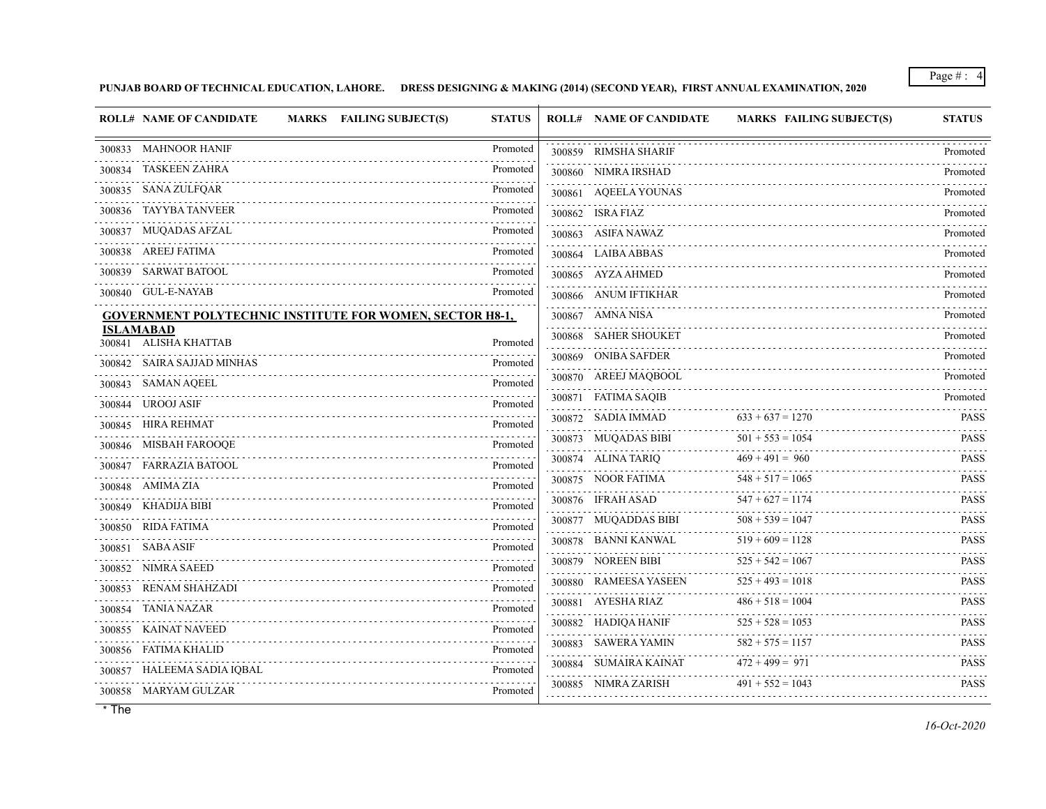**PUNJAB BOARD OF TECHNICAL EDUCATION, LAHORE. DRESS DESIGNING & MAKING (2014) (SECOND YEAR), FIRST ANNUAL EXAMINATION, 2020**

| ROLL# | NAME OF CANDIDATE | MARKS | FAILING SUBJECT(S) | STATUS |
|---|---|---|---|---|
| 300833 | MAHNOOR HANIF | | | Promoted |
| 300834 | TASKEEN ZAHRA | | | Promoted |
| 300835 | SANA ZULFQAR | | | Promoted |
| 300836 | TAYYBA TANVEER | | | Promoted |
| 300837 | MUQADAS AFZAL | | | Promoted |
| 300838 | AREEJ FATIMA | | | Promoted |
| 300839 | SARWAT BATOOL | | | Promoted |
| 300840 | GUL-E-NAYAB | | | Promoted |

**GOVERNMENT POLYTECHNIC INSTITUTE FOR WOMEN, SECTOR H8-1, ISLAMABAD**

| ROLL# | NAME OF CANDIDATE | MARKS | FAILING SUBJECT(S) | STATUS |
|---|---|---|---|---|
| 300841 | ALISHA KHATTAB | | | Promoted |
| 300842 | SAIRA SAJJAD MINHAS | | | Promoted |
| 300843 | SAMAN AQEEL | | | Promoted |
| 300844 | UROOJ ASIF | | | Promoted |
| 300845 | HIRA REHMAT | | | Promoted |
| 300846 | MISBAH FAROOQE | | | Promoted |
| 300847 | FARRAZIA BATOOL | | | Promoted |
| 300848 | AMIMA ZIA | | | Promoted |
| 300849 | KHADIJA BIBI | | | Promoted |
| 300850 | RIDA FATIMA | | | Promoted |
| 300851 | SABA ASIF | | | Promoted |
| 300852 | NIMRA SAEED | | | Promoted |
| 300853 | RENAM SHAHZADI | | | Promoted |
| 300854 | TANIA NAZAR | | | Promoted |
| 300855 | KAINAT NAVEED | | | Promoted |
| 300856 | FATIMA KHALID | | | Promoted |
| 300857 | HALEEMA SADIA IQBAL | | | Promoted |
| 300858 | MARYAM GULZAR | | | Promoted |
| 300859 | RIMSHA SHARIF | | | Promoted |
| 300860 | NIMRA IRSHAD | | | Promoted |
| 300861 | AQEELA YOUNAS | | | Promoted |
| 300862 | ISRA FIAZ | | | Promoted |
| 300863 | ASIFA NAWAZ | | | Promoted |
| 300864 | LAIBA ABBAS | | | Promoted |
| 300865 | AYZA AHMED | | | Promoted |
| 300866 | ANUM IFTIKHAR | | | Promoted |
| 300867 | AMNA NISA | | | Promoted |
| 300868 | SAHER SHOUKET | | | Promoted |
| 300869 | ONIBA SAFDER | | | Promoted |
| 300870 | AREEJ MAQBOOL | | | Promoted |
| 300871 | FATIMA SAQIB | | | Promoted |
| 300872 | SADIA IMMAD | 633 + 637 = 1270 | | PASS |
| 300873 | MUQADAS BIBI | 501 + 553 = 1054 | | PASS |
| 300874 | ALINA TARIQ | 469 + 491 = 960 | | PASS |
| 300875 | NOOR FATIMA | 548 + 517 = 1065 | | PASS |
| 300876 | IFRAH ASAD | 547 + 627 = 1174 | | PASS |
| 300877 | MUQADDAS BIBI | 508 + 539 = 1047 | | PASS |
| 300878 | BANNI KANWAL | 519 + 609 = 1128 | | PASS |
| 300879 | NOREEN BIBI | 525 + 542 = 1067 | | PASS |
| 300880 | RAMEESA YASEEN | 525 + 493 = 1018 | | PASS |
| 300881 | AYESHA RIAZ | 486 + 518 = 1004 | | PASS |
| 300882 | HADIQA HANIF | 525 + 528 = 1053 | | PASS |
| 300883 | SAWERA YAMIN | 582 + 575 = 1157 | | PASS |
| 300884 | SUMAIRA KAINAT | 472 + 499 = 971 | | PASS |
| 300885 | NIMRA ZARISH | 491 + 552 = 1043 | | PASS |

* The

*16-Oct-2020*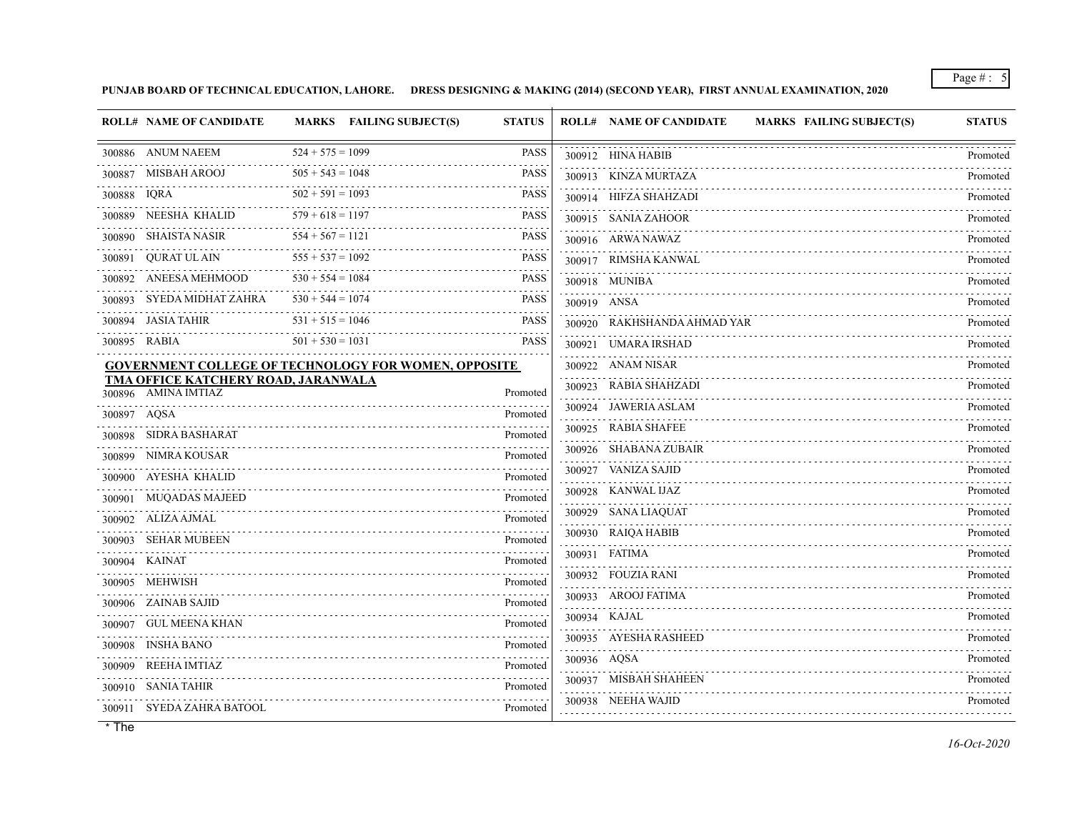**PUNJAB BOARD OF TECHNICAL EDUCATION, LAHORE. DRESS DESIGNING & MAKING (2014) (SECOND YEAR), FIRST ANNUAL EXAMINATION, 2020**

| ROLL# | NAME OF CANDIDATE | MARKS | FAILING SUBJECT(S) | STATUS |
|---|---|---|---|---|
| 300886 | ANUM NAEEM | 524 + 575 = 1099 | | PASS |
| 300887 | MISBAH AROOJ | 505 + 543 = 1048 | | PASS |
| 300888 | IQRA | 502 + 591 = 1093 | | PASS |
| 300889 | NEESHA KHALID | 579 + 618 = 1197 | | PASS |
| 300890 | SHAISTA NASIR | 554 + 567 = 1121 | | PASS |
| 300891 | QURAT UL AIN | 555 + 537 = 1092 | | PASS |
| 300892 | ANEESA MEHMOOD | 530 + 554 = 1084 | | PASS |
| 300893 | SYEDA MIDHAT ZAHRA | 530 + 544 = 1074 | | PASS |
| 300894 | JASIA TAHIR | 531 + 515 = 1046 | | PASS |
| 300895 | RABIA | 501 + 530 = 1031 | | PASS |

**GOVERNMENT COLLEGE OF TECHNOLOGY FOR WOMEN, OPPOSITE TMA OFFICE KATCHERY ROAD, JARANWALA**

| ROLL# | NAME OF CANDIDATE | MARKS | FAILING SUBJECT(S) | STATUS |
|---|---|---|---|---|
| 300896 | AMINA IMTIAZ | | | Promoted |
| 300897 | AQSA | | | Promoted |
| 300898 | SIDRA BASHARAT | | | Promoted |
| 300899 | NIMRA KOUSAR | | | Promoted |
| 300900 | AYESHA KHALID | | | Promoted |
| 300901 | MUQADAS MAJEED | | | Promoted |
| 300902 | ALIZA AJMAL | | | Promoted |
| 300903 | SEHAR MUBEEN | | | Promoted |
| 300904 | KAINAT | | | Promoted |
| 300905 | MEHWISH | | | Promoted |
| 300906 | ZAINAB SAJID | | | Promoted |
| 300907 | GUL MEENA KHAN | | | Promoted |
| 300908 | INSHA BANO | | | Promoted |
| 300909 | REEHA IMTIAZ | | | Promoted |
| 300910 | SANIA TAHIR | | | Promoted |
| 300911 | SYEDA ZAHRA BATOOL | | | Promoted |
| 300912 | HINA HABIB | | | Promoted |
| 300913 | KINZA MURTAZA | | | Promoted |
| 300914 | HIFZA SHAHZADI | | | Promoted |
| 300915 | SANIA ZAHOOR | | | Promoted |
| 300916 | ARWA NAWAZ | | | Promoted |
| 300917 | RIMSHA KANWAL | | | Promoted |
| 300918 | MUNIBA | | | Promoted |
| 300919 | ANSA | | | Promoted |
| 300920 | RAKHSHANDA AHMAD YAR | | | Promoted |
| 300921 | UMARA IRSHAD | | | Promoted |
| 300922 | ANAM NISAR | | | Promoted |
| 300923 | RABIA SHAHZADI | | | Promoted |
| 300924 | JAWERIA ASLAM | | | Promoted |
| 300925 | RABIA SHAFEE | | | Promoted |
| 300926 | SHABANA ZUBAIR | | | Promoted |
| 300927 | VANIZA SAJID | | | Promoted |
| 300928 | KANWAL IJAZ | | | Promoted |
| 300929 | SANA LIAQUAT | | | Promoted |
| 300930 | RAIQA HABIB | | | Promoted |
| 300931 | FATIMA | | | Promoted |
| 300932 | FOUZIA RANI | | | Promoted |
| 300933 | AROOJ FATIMA | | | Promoted |
| 300934 | KAJAL | | | Promoted |
| 300935 | AYESHA RASHEED | | | Promoted |
| 300936 | AQSA | | | Promoted |
| 300937 | MISBAH SHAHEEN | | | Promoted |
| 300938 | NEEHA WAJID | | | Promoted |

* The

*16-Oct-2020*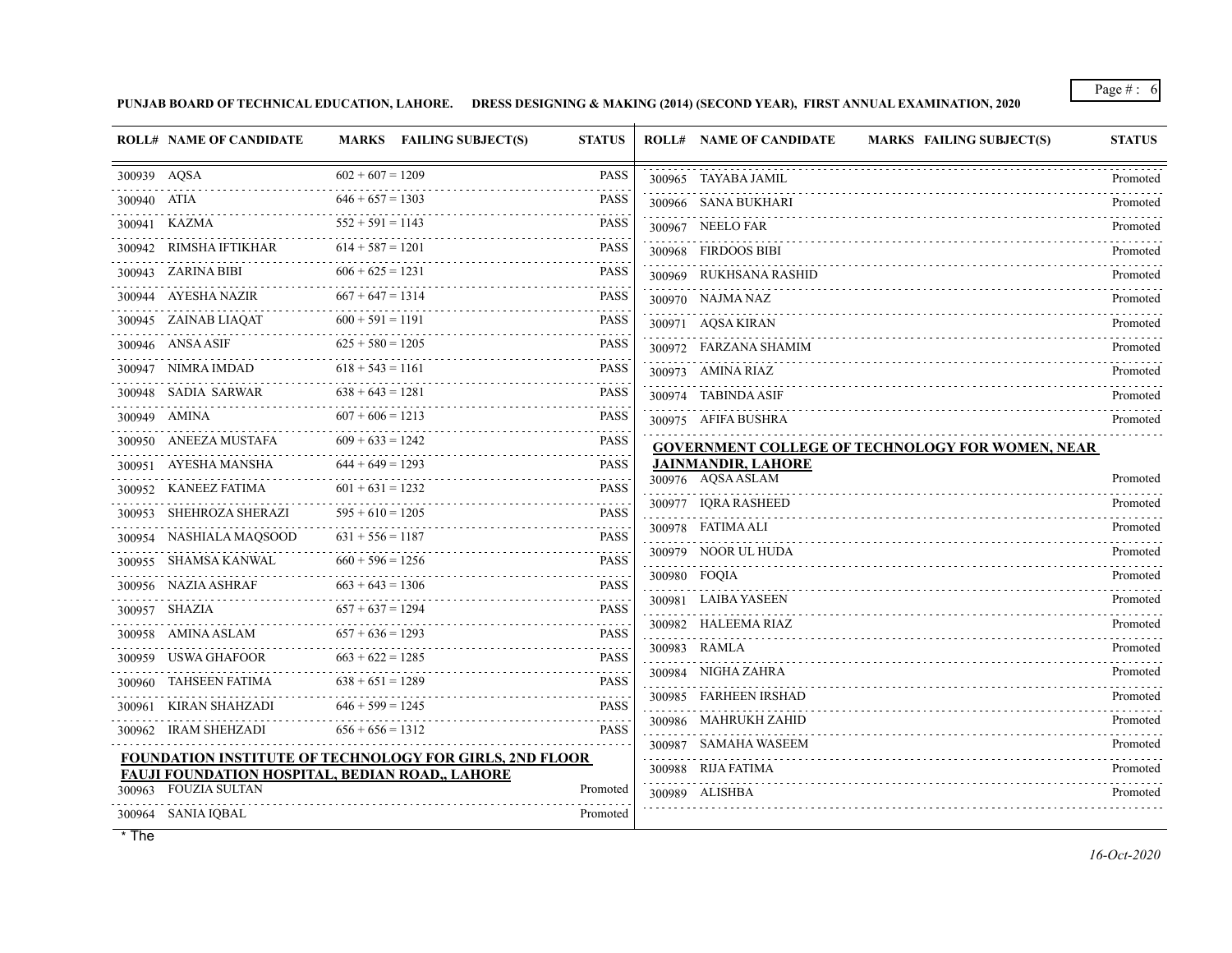**PUNJAB BOARD OF TECHNICAL EDUCATION, LAHORE. DRESS DESIGNING & MAKING (2014) (SECOND YEAR), FIRST ANNUAL EXAMINATION, 2020**

| ROLL# | NAME OF CANDIDATE | MARKS | FAILING SUBJECT(S) | STATUS |
|---|---|---|---|---|
| 300939 | AQSA | 602 + 607 = 1209 | | PASS |
| 300940 | ATIA | 646 + 657 = 1303 | | PASS |
| 300941 | KAZMA | 552 + 591 = 1143 | | PASS |
| 300942 | RIMSHA IFTIKHAR | 614 + 587 = 1201 | | PASS |
| 300943 | ZARINA BIBI | 606 + 625 = 1231 | | PASS |
| 300944 | AYESHA NAZIR | 667 + 647 = 1314 | | PASS |
| 300945 | ZAINAB LIAQAT | 600 + 591 = 1191 | | PASS |
| 300946 | ANSA ASIF | 625 + 580 = 1205 | | PASS |
| 300947 | NIMRA IMDAD | 618 + 543 = 1161 | | PASS |
| 300948 | SADIA SARWAR | 638 + 643 = 1281 | | PASS |
| 300949 | AMINA | 607 + 606 = 1213 | | PASS |
| 300950 | ANEEZA MUSTAFA | 609 + 633 = 1242 | | PASS |
| 300951 | AYESHA MANSHA | 644 + 649 = 1293 | | PASS |
| 300952 | KANEEZ FATIMA | 601 + 631 = 1232 | | PASS |
| 300953 | SHEHROZA SHERAZI | 595 + 610 = 1205 | | PASS |
| 300954 | NASHIALA MAQSOOD | 631 + 556 = 1187 | | PASS |
| 300955 | SHAMSA KANWAL | 660 + 596 = 1256 | | PASS |
| 300956 | NAZIA ASHRAF | 663 + 643 = 1306 | | PASS |
| 300957 | SHAZIA | 657 + 637 = 1294 | | PASS |
| 300958 | AMINA ASLAM | 657 + 636 = 1293 | | PASS |
| 300959 | USWA GHAFOOR | 663 + 622 = 1285 | | PASS |
| 300960 | TAHSEEN FATIMA | 638 + 651 = 1289 | | PASS |
| 300961 | KIRAN SHAHZADI | 646 + 599 = 1245 | | PASS |
| 300962 | IRAM SHEHZADI | 656 + 656 = 1312 | | PASS |

**FOUNDATION INSTITUTE OF TECHNOLOGY FOR GIRLS, 2ND FLOOR FAUJI FOUNDATION HOSPITAL, BEDIAN ROAD,, LAHORE**

| ROLL# | NAME OF CANDIDATE | MARKS | FAILING SUBJECT(S) | STATUS |
|---|---|---|---|---|
| 300963 | FOUZIA SULTAN | | | Promoted |
| 300964 | SANIA IQBAL | | | Promoted |
| 300965 | TAYABA JAMIL | | | Promoted |
| 300966 | SANA BUKHARI | | | Promoted |
| 300967 | NEELO FAR | | | Promoted |
| 300968 | FIRDOOS BIBI | | | Promoted |
| 300969 | RUKHSANA RASHID | | | Promoted |
| 300970 | NAJMA NAZ | | | Promoted |
| 300971 | AQSA KIRAN | | | Promoted |
| 300972 | FARZANA SHAMIM | | | Promoted |
| 300973 | AMINA RIAZ | | | Promoted |
| 300974 | TABINDA ASIF | | | Promoted |
| 300975 | AFIFA BUSHRA | | | Promoted |

**GOVERNMENT COLLEGE OF TECHNOLOGY FOR WOMEN, NEAR JAINMANDIR, LAHORE**

| ROLL# | NAME OF CANDIDATE | MARKS | FAILING SUBJECT(S) | STATUS |
|---|---|---|---|---|
| 300976 | AQSA ASLAM | | | Promoted |
| 300977 | IQRA RASHEED | | | Promoted |
| 300978 | FATIMA ALI | | | Promoted |
| 300979 | NOOR UL HUDA | | | Promoted |
| 300980 | FOQIA | | | Promoted |
| 300981 | LAIBA YASEEN | | | Promoted |
| 300982 | HALEEMA RIAZ | | | Promoted |
| 300983 | RAMLA | | | Promoted |
| 300984 | NIGHA ZAHRA | | | Promoted |
| 300985 | FARHEEN IRSHAD | | | Promoted |
| 300986 | MAHRUKH ZAHID | | | Promoted |
| 300987 | SAMAHA WASEEM | | | Promoted |
| 300988 | RIJA FATIMA | | | Promoted |
| 300989 | ALISHBA | | | Promoted |

* The

*16-Oct-2020*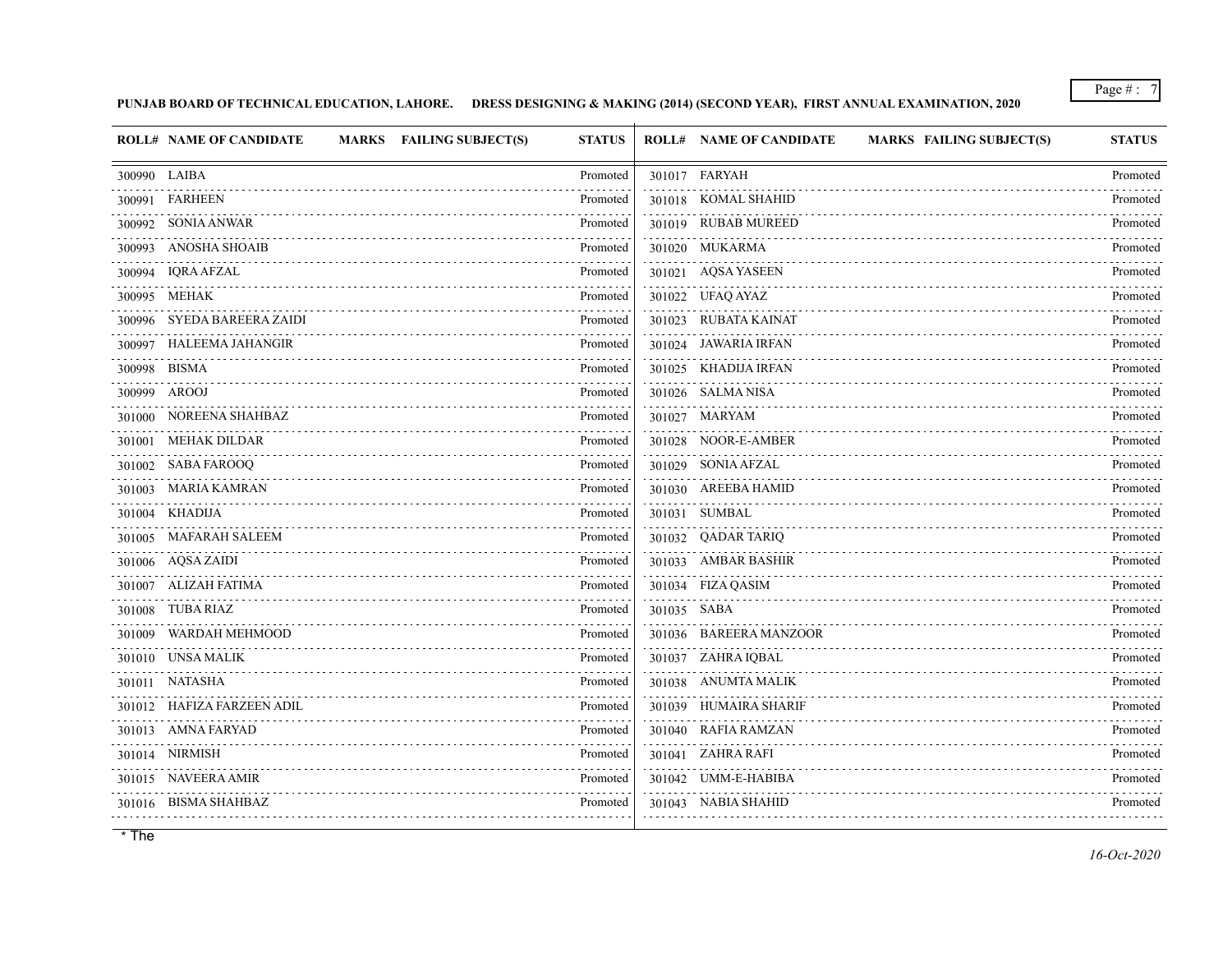**PUNJAB BOARD OF TECHNICAL EDUCATION, LAHORE. DRESS DESIGNING & MAKING (2014) (SECOND YEAR), FIRST ANNUAL EXAMINATION, 2020**

| ROLL# | NAME OF CANDIDATE | MARKS | FAILING SUBJECT(S) | STATUS |
|---|---|---|---|---|
| 300990 | LAIBA | | | Promoted |
| 300991 | FARHEEN | | | Promoted |
| 300992 | SONIA ANWAR | | | Promoted |
| 300993 | ANOSHA SHOAIB | | | Promoted |
| 300994 | IQRA AFZAL | | | Promoted |
| 300995 | MEHAK | | | Promoted |
| 300996 | SYEDA BAREERA ZAIDI | | | Promoted |
| 300997 | HALEEMA JAHANGIR | | | Promoted |
| 300998 | BISMA | | | Promoted |
| 300999 | AROOJ | | | Promoted |
| 301000 | NOREENA SHAHBAZ | | | Promoted |
| 301001 | MEHAK DILDAR | | | Promoted |
| 301002 | SABA FAROOQ | | | Promoted |
| 301003 | MARIA KAMRAN | | | Promoted |
| 301004 | KHADIJA | | | Promoted |
| 301005 | MAFARAH SALEEM | | | Promoted |
| 301006 | AQSA ZAIDI | | | Promoted |
| 301007 | ALIZAH FATIMA | | | Promoted |
| 301008 | TUBA RIAZ | | | Promoted |
| 301009 | WARDAH MEHMOOD | | | Promoted |
| 301010 | UNSA MALIK | | | Promoted |
| 301011 | NATASHA | | | Promoted |
| 301012 | HAFIZA FARZEEN ADIL | | | Promoted |
| 301013 | AMNA FARYAD | | | Promoted |
| 301014 | NIRMISH | | | Promoted |
| 301015 | NAVEERA AMIR | | | Promoted |
| 301016 | BISMA SHAHBAZ | | | Promoted |
| 301017 | FARYAH | | | Promoted |
| 301018 | KOMAL SHAHID | | | Promoted |
| 301019 | RUBAB MUREED | | | Promoted |
| 301020 | MUKARMA | | | Promoted |
| 301021 | AQSA YASEEN | | | Promoted |
| 301022 | UFAQ AYAZ | | | Promoted |
| 301023 | RUBATA KAINAT | | | Promoted |
| 301024 | JAWARIA IRFAN | | | Promoted |
| 301025 | KHADIJA IRFAN | | | Promoted |
| 301026 | SALMA NISA | | | Promoted |
| 301027 | MARYAM | | | Promoted |
| 301028 | NOOR-E-AMBER | | | Promoted |
| 301029 | SONIA AFZAL | | | Promoted |
| 301030 | AREEBA HAMID | | | Promoted |
| 301031 | SUMBAL | | | Promoted |
| 301032 | QADAR TARIQ | | | Promoted |
| 301033 | AMBAR BASHIR | | | Promoted |
| 301034 | FIZA QASIM | | | Promoted |
| 301035 | SABA | | | Promoted |
| 301036 | BAREERA MANZOOR | | | Promoted |
| 301037 | ZAHRA IQBAL | | | Promoted |
| 301038 | ANUMTA MALIK | | | Promoted |
| 301039 | HUMAIRA SHARIF | | | Promoted |
| 301040 | RAFIA RAMZAN | | | Promoted |
| 301041 | ZAHRA RAFI | | | Promoted |
| 301042 | UMM-E-HABIBA | | | Promoted |
| 301043 | NABIA SHAHID | | | Promoted |

* The

*16-Oct-2020*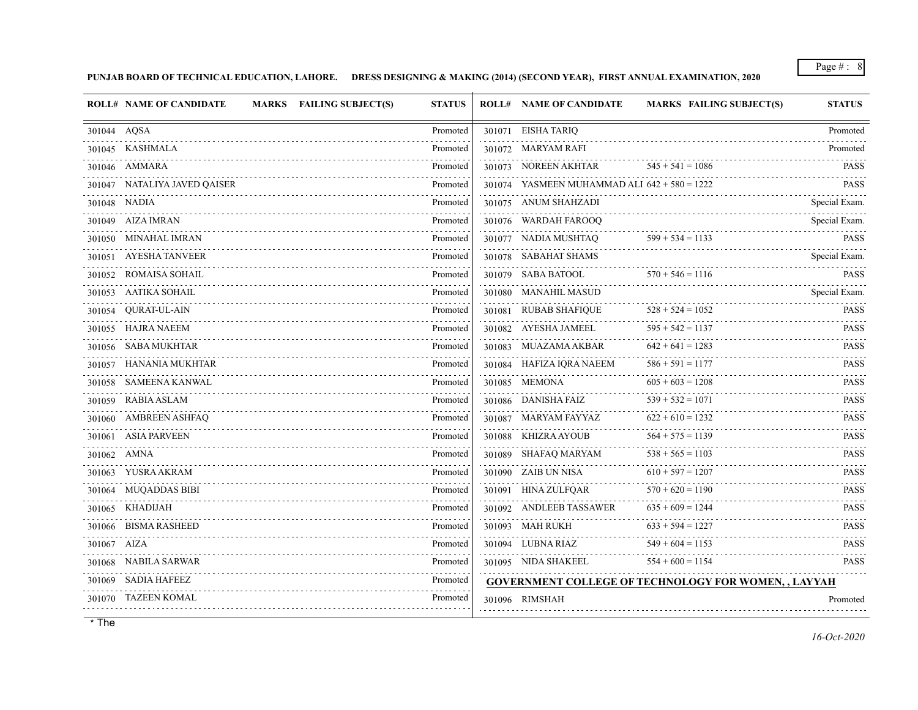PUNJAB BOARD OF TECHNICAL EDUCATION, LAHORE. DRESS DESIGNING & MAKING (2014) (SECOND YEAR), FIRST ANNUAL EXAMINATION, 2020

| ROLL# | NAME OF CANDIDATE | MARKS | FAILING SUBJECT(S) | STATUS |
|---|---|---|---|---|
| 301044 | AQSA | | | Promoted |
| 301045 | KASHMALA | | | Promoted |
| 301046 | AMMARA | | | Promoted |
| 301047 | NATALIYA JAVED QAISER | | | Promoted |
| 301048 | NADIA | | | Promoted |
| 301049 | AIZA IMRAN | | | Promoted |
| 301050 | MINAHAL IMRAN | | | Promoted |
| 301051 | AYESHA TANVEER | | | Promoted |
| 301052 | ROMAISA SOHAIL | | | Promoted |
| 301053 | AATIKA SOHAIL | | | Promoted |
| 301054 | QURAT-UL-AIN | | | Promoted |
| 301055 | HAJRA NAEEM | | | Promoted |
| 301056 | SABA MUKHTAR | | | Promoted |
| 301057 | HANANIA MUKHTAR | | | Promoted |
| 301058 | SAMEENA KANWAL | | | Promoted |
| 301059 | RABIA ASLAM | | | Promoted |
| 301060 | AMBREEN ASHFAQ | | | Promoted |
| 301061 | ASIA PARVEEN | | | Promoted |
| 301062 | AMNA | | | Promoted |
| 301063 | YUSRA AKRAM | | | Promoted |
| 301064 | MUQADDAS BIBI | | | Promoted |
| 301065 | KHADIJAH | | | Promoted |
| 301066 | BISMA RASHEED | | | Promoted |
| 301067 | AIZA | | | Promoted |
| 301068 | NABILA SARWAR | | | Promoted |
| 301069 | SADIA HAFEEZ | | | Promoted |
| 301070 | TAZEEN KOMAL | | | Promoted |
| 301071 | EISHA TARIQ | | | Promoted |
| 301072 | MARYAM RAFI | | | Promoted |
| 301073 | NOREEN AKHTAR | 545 + 541 = 1086 | | PASS |
| 301074 | YASMEEN MUHAMMAD ALI | 642 + 580 = 1222 | | PASS |
| 301075 | ANUM SHAHZADI | | | Special Exam. |
| 301076 | WARDAH FAROOQ | | | Special Exam. |
| 301077 | NADIA MUSHTAQ | 599 + 534 = 1133 | | PASS |
| 301078 | SABAHAT SHAMS | | | Special Exam. |
| 301079 | SABA BATOOL | 570 + 546 = 1116 | | PASS |
| 301080 | MANAHIL MASUD | | | Special Exam. |
| 301081 | RUBAB SHAFIQUE | 528 + 524 = 1052 | | PASS |
| 301082 | AYESHA JAMEEL | 595 + 542 = 1137 | | PASS |
| 301083 | MUAZAMA AKBAR | 642 + 641 = 1283 | | PASS |
| 301084 | HAFIZA IQRA NAEEM | 586 + 591 = 1177 | | PASS |
| 301085 | MEMONA | 605 + 603 = 1208 | | PASS |
| 301086 | DANISHA FAIZ | 539 + 532 = 1071 | | PASS |
| 301087 | MARYAM FAYYAZ | 622 + 610 = 1232 | | PASS |
| 301088 | KHIZRA AYOUB | 564 + 575 = 1139 | | PASS |
| 301089 | SHAFAQ MARYAM | 538 + 565 = 1103 | | PASS |
| 301090 | ZAIB UN NISA | 610 + 597 = 1207 | | PASS |
| 301091 | HINA ZULFQAR | 570 + 620 = 1190 | | PASS |
| 301092 | ANDLEEB TASSAWER | 635 + 609 = 1244 | | PASS |
| 301093 | MAH RUKH | 633 + 594 = 1227 | | PASS |
| 301094 | LUBNA RIAZ | 549 + 604 = 1153 | | PASS |
| 301095 | NIDA SHAKEEL | 554 + 600 = 1154 | | PASS |

**GOVERNMENT COLLEGE OF TECHNOLOGY FOR WOMEN, , LAYYAH**

| ROLL# | NAME OF CANDIDATE | MARKS | FAILING SUBJECT(S) | STATUS |
|---|---|---|---|---|
| 301096 | RIMSHAH | | | Promoted |

\* The

*16-Oct-2020*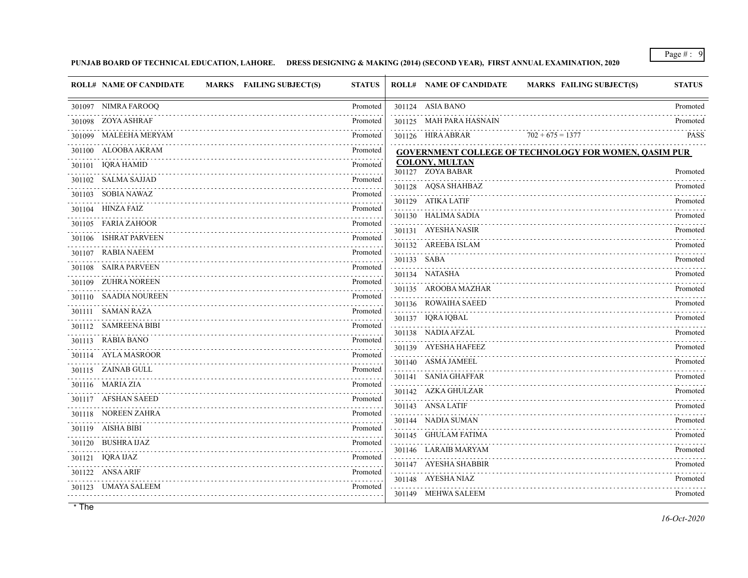**PUNJAB BOARD OF TECHNICAL EDUCATION, LAHORE. DRESS DESIGNING & MAKING (2014) (SECOND YEAR), FIRST ANNUAL EXAMINATION, 2020**

| ROLL# | NAME OF CANDIDATE | MARKS | FAILING SUBJECT(S) | STATUS |
|---|---|---|---|---|
| 301097 | NIMRA FAROOQ | | | Promoted |
| 301098 | ZOYA ASHRAF | | | Promoted |
| 301099 | MALEEHA MERYAM | | | Promoted |
| 301100 | ALOOBA AKRAM | | | Promoted |
| 301101 | IQRA HAMID | | | Promoted |
| 301102 | SALMA SAJJAD | | | Promoted |
| 301103 | SOBIA NAWAZ | | | Promoted |
| 301104 | HINZA FAIZ | | | Promoted |
| 301105 | FARIA ZAHOOR | | | Promoted |
| 301106 | ISHRAT PARVEEN | | | Promoted |
| 301107 | RABIA NAEEM | | | Promoted |
| 301108 | SAIRA PARVEEN | | | Promoted |
| 301109 | ZUHRA NOREEN | | | Promoted |
| 301110 | SAADIA NOUREEN | | | Promoted |
| 301111 | SAMAN RAZA | | | Promoted |
| 301112 | SAMREENA BIBI | | | Promoted |
| 301113 | RABIA BANO | | | Promoted |
| 301114 | AYLA MASROOR | | | Promoted |
| 301115 | ZAINAB GULL | | | Promoted |
| 301116 | MARIA ZIA | | | Promoted |
| 301117 | AFSHAN SAEED | | | Promoted |
| 301118 | NOREEN ZAHRA | | | Promoted |
| 301119 | AISHA BIBI | | | Promoted |
| 301120 | BUSHRA IJAZ | | | Promoted |
| 301121 | IQRA IJAZ | | | Promoted |
| 301122 | ANSA ARIF | | | Promoted |
| 301123 | UMAYA SALEEM | | | Promoted |
| 301124 | ASIA BANO | | | Promoted |
| 301125 | MAH PARA HASNAIN | | | Promoted |
| 301126 | HIRA ABRAR | 702 + 675 = 1377 | | PASS |

**GOVERNMENT COLLEGE OF TECHNOLOGY FOR WOMEN, QASIM PUR COLONY, MULTAN**

| ROLL# | NAME OF CANDIDATE | MARKS | FAILING SUBJECT(S) | STATUS |
|---|---|---|---|---|
| 301127 | ZOYA BABAR | | | Promoted |
| 301128 | AQSA SHAHBAZ | | | Promoted |
| 301129 | ATIKA LATIF | | | Promoted |
| 301130 | HALIMA SADIA | | | Promoted |
| 301131 | AYESHA NASIR | | | Promoted |
| 301132 | AREEBA ISLAM | | | Promoted |
| 301133 | SABA | | | Promoted |
| 301134 | NATASHA | | | Promoted |
| 301135 | AROOBA MAZHAR | | | Promoted |
| 301136 | ROWAIHA SAEED | | | Promoted |
| 301137 | IQRA IQBAL | | | Promoted |
| 301138 | NADIA AFZAL | | | Promoted |
| 301139 | AYESHA HAFEEZ | | | Promoted |
| 301140 | ASMA JAMEEL | | | Promoted |
| 301141 | SANIA GHAFFAR | | | Promoted |
| 301142 | AZKA GHULZAR | | | Promoted |
| 301143 | ANSA LATIF | | | Promoted |
| 301144 | NADIA SUMAN | | | Promoted |
| 301145 | GHULAM FATIMA | | | Promoted |
| 301146 | LARAIB MARYAM | | | Promoted |
| 301147 | AYESHA SHABBIR | | | Promoted |
| 301148 | AYESHA NIAZ | | | Promoted |
| 301149 | MEHWA SALEEM | | | Promoted |

* The

*16-Oct-2020*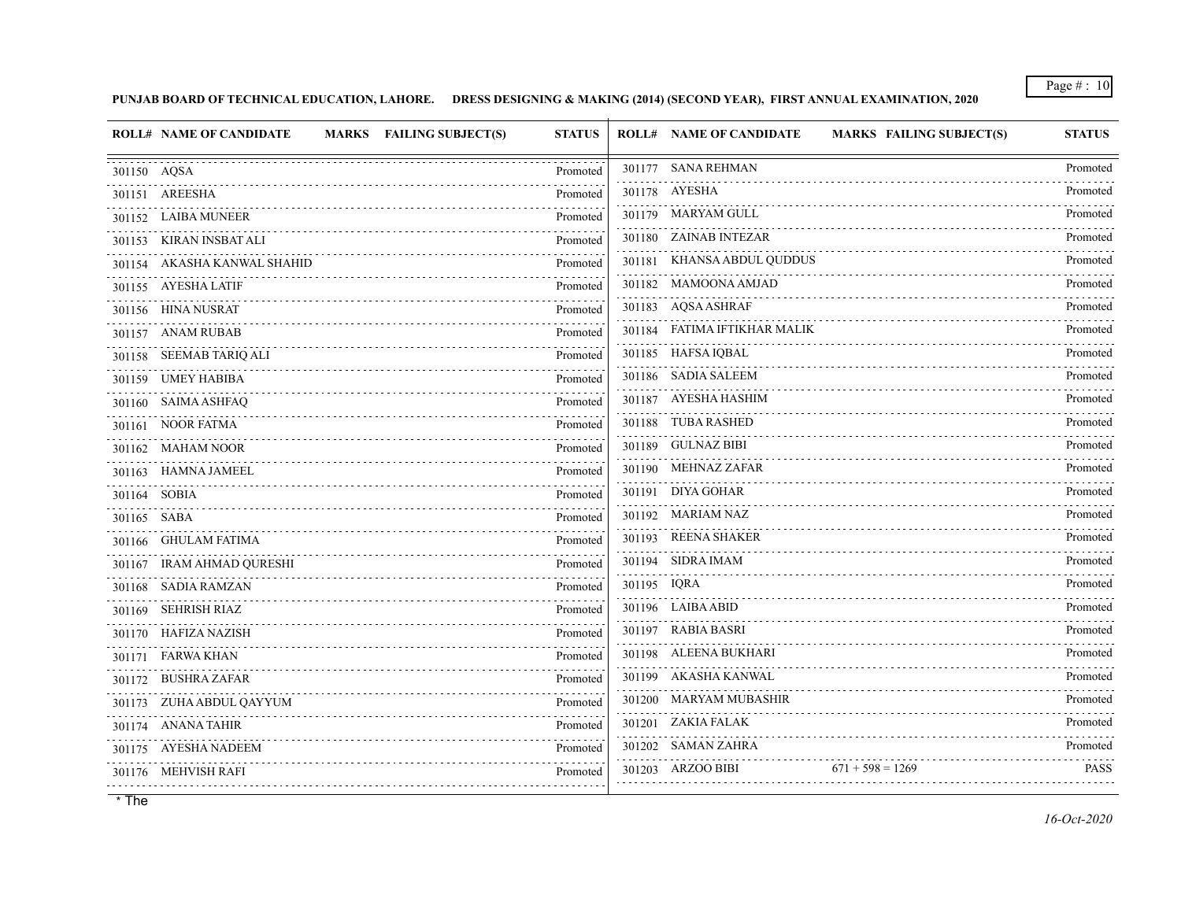**PUNJAB BOARD OF TECHNICAL EDUCATION, LAHORE. DRESS DESIGNING & MAKING (2014) (SECOND YEAR), FIRST ANNUAL EXAMINATION, 2020**

| ROLL# | NAME OF CANDIDATE | MARKS | FAILING SUBJECT(S) | STATUS |
|---|---|---|---|---|
| 301150 | AQSA | | | Promoted |
| 301151 | AREESHA | | | Promoted |
| 301152 | LAIBA MUNEER | | | Promoted |
| 301153 | KIRAN INSBAT ALI | | | Promoted |
| 301154 | AKASHA KANWAL SHAHID | | | Promoted |
| 301155 | AYESHA LATIF | | | Promoted |
| 301156 | HINA NUSRAT | | | Promoted |
| 301157 | ANAM RUBAB | | | Promoted |
| 301158 | SEEMAB TARIQ ALI | | | Promoted |
| 301159 | UMEY HABIBA | | | Promoted |
| 301160 | SAIMA ASHFAQ | | | Promoted |
| 301161 | NOOR FATMA | | | Promoted |
| 301162 | MAHAM NOOR | | | Promoted |
| 301163 | HAMNA JAMEEL | | | Promoted |
| 301164 | SOBIA | | | Promoted |
| 301165 | SABA | | | Promoted |
| 301166 | GHULAM FATIMA | | | Promoted |
| 301167 | IRAM AHMAD QURESHI | | | Promoted |
| 301168 | SADIA RAMZAN | | | Promoted |
| 301169 | SEHRISH RIAZ | | | Promoted |
| 301170 | HAFIZA NAZISH | | | Promoted |
| 301171 | FARWA KHAN | | | Promoted |
| 301172 | BUSHRA ZAFAR | | | Promoted |
| 301173 | ZUHA ABDUL QAYYUM | | | Promoted |
| 301174 | ANANA TAHIR | | | Promoted |
| 301175 | AYESHA NADEEM | | | Promoted |
| 301176 | MEHVISH RAFI | | | Promoted |
| 301177 | SANA REHMAN | | | Promoted |
| 301178 | AYESHA | | | Promoted |
| 301179 | MARYAM GULL | | | Promoted |
| 301180 | ZAINAB INTEZAR | | | Promoted |
| 301181 | KHANSA ABDUL QUDDUS | | | Promoted |
| 301182 | MAMOONA AMJAD | | | Promoted |
| 301183 | AQSA ASHRAF | | | Promoted |
| 301184 | FATIMA IFTIKHAR MALIK | | | Promoted |
| 301185 | HAFSA IQBAL | | | Promoted |
| 301186 | SADIA SALEEM | | | Promoted |
| 301187 | AYESHA HASHIM | | | Promoted |
| 301188 | TUBA RASHED | | | Promoted |
| 301189 | GULNAZ BIBI | | | Promoted |
| 301190 | MEHNAZ ZAFAR | | | Promoted |
| 301191 | DIYA GOHAR | | | Promoted |
| 301192 | MARIAM NAZ | | | Promoted |
| 301193 | REENA SHAKER | | | Promoted |
| 301194 | SIDRA IMAM | | | Promoted |
| 301195 | IQRA | | | Promoted |
| 301196 | LAIBA ABID | | | Promoted |
| 301197 | RABIA BASRI | | | Promoted |
| 301198 | ALEENA BUKHARI | | | Promoted |
| 301199 | AKASHA KANWAL | | | Promoted |
| 301200 | MARYAM MUBASHIR | | | Promoted |
| 301201 | ZAKIA FALAK | | | Promoted |
| 301202 | SAMAN ZAHRA | | | Promoted |
| 301203 | ARZOO BIBI | 671 + 598 = 1269 | | PASS |

* The

*16-Oct-2020*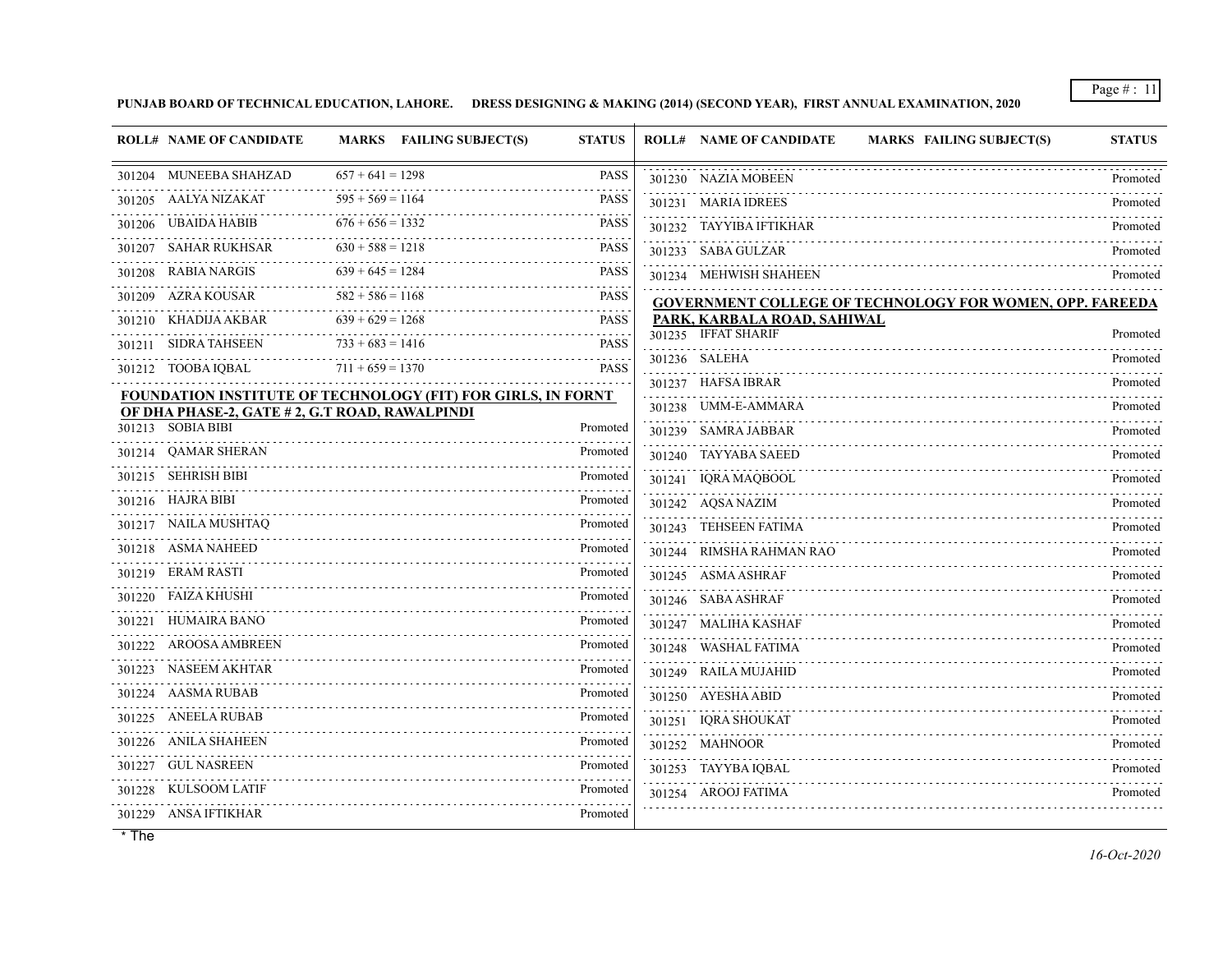PUNJAB BOARD OF TECHNICAL EDUCATION, LAHORE. DRESS DESIGNING & MAKING (2014) (SECOND YEAR), FIRST ANNUAL EXAMINATION, 2020

| ROLL# | NAME OF CANDIDATE | MARKS | FAILING SUBJECT(S) | STATUS |
|---|---|---|---|---|
| 301204 | MUNEEBA SHAHZAD | 657 + 641 = 1298 | | PASS |
| 301205 | AALYA NIZAKAT | 595 + 569 = 1164 | | PASS |
| 301206 | UBAIDA HABIB | 676 + 656 = 1332 | | PASS |
| 301207 | SAHAR RUKHSAR | 630 + 588 = 1218 | | PASS |
| 301208 | RABIA NARGIS | 639 + 645 = 1284 | | PASS |
| 301209 | AZRA KOUSAR | 582 + 586 = 1168 | | PASS |
| 301210 | KHADIJA AKBAR | 639 + 629 = 1268 | | PASS |
| 301211 | SIDRA TAHSEEN | 733 + 683 = 1416 | | PASS |
| 301212 | TOOBA IQBAL | 711 + 659 = 1370 | | PASS |

**FOUNDATION INSTITUTE OF TECHNOLOGY (FIT) FOR GIRLS, IN FORNT OF DHA PHASE-2, GATE # 2, G.T ROAD, RAWALPINDI**

| ROLL# | NAME OF CANDIDATE | MARKS | FAILING SUBJECT(S) | STATUS |
|---|---|---|---|---|
| 301213 | SOBIA BIBI | | | Promoted |
| 301214 | QAMAR SHERAN | | | Promoted |
| 301215 | SEHRISH BIBI | | | Promoted |
| 301216 | HAJRA BIBI | | | Promoted |
| 301217 | NAILA MUSHTAQ | | | Promoted |
| 301218 | ASMA NAHEED | | | Promoted |
| 301219 | ERAM RASTI | | | Promoted |
| 301220 | FAIZA KHUSHI | | | Promoted |
| 301221 | HUMAIRA BANO | | | Promoted |
| 301222 | AROOSA AMBREEN | | | Promoted |
| 301223 | NASEEM AKHTAR | | | Promoted |
| 301224 | AASMA RUBAB | | | Promoted |
| 301225 | ANEELA RUBAB | | | Promoted |
| 301226 | ANILA SHAHEEN | | | Promoted |
| 301227 | GUL NASREEN | | | Promoted |
| 301228 | KULSOOM LATIF | | | Promoted |
| 301229 | ANSA IFTIKHAR | | | Promoted |
| 301230 | NAZIA MOBEEN | | | Promoted |
| 301231 | MARIA IDREES | | | Promoted |
| 301232 | TAYYIBA IFTIKHAR | | | Promoted |
| 301233 | SABA GULZAR | | | Promoted |
| 301234 | MEHWISH SHAHEEN | | | Promoted |

**GOVERNMENT COLLEGE OF TECHNOLOGY FOR WOMEN, OPP. FAREEDA PARK, KARBALA ROAD, SAHIWAL**

| ROLL# | NAME OF CANDIDATE | MARKS | FAILING SUBJECT(S) | STATUS |
|---|---|---|---|---|
| 301235 | IFFAT SHARIF | | | Promoted |
| 301236 | SALEHA | | | Promoted |
| 301237 | HAFSA IBRAR | | | Promoted |
| 301238 | UMM-E-AMMARA | | | Promoted |
| 301239 | SAMRA JABBAR | | | Promoted |
| 301240 | TAYYABA SAEED | | | Promoted |
| 301241 | IQRA MAQBOOL | | | Promoted |
| 301242 | AQSA NAZIM | | | Promoted |
| 301243 | TEHSEEN FATIMA | | | Promoted |
| 301244 | RIMSHA RAHMAN RAO | | | Promoted |
| 301245 | ASMA ASHRAF | | | Promoted |
| 301246 | SABA ASHRAF | | | Promoted |
| 301247 | MALIHA KASHAF | | | Promoted |
| 301248 | WASHAL FATIMA | | | Promoted |
| 301249 | RAILA MUJAHID | | | Promoted |
| 301250 | AYESHA ABID | | | Promoted |
| 301251 | IQRA SHOUKAT | | | Promoted |
| 301252 | MAHNOOR | | | Promoted |
| 301253 | TAYYBA IQBAL | | | Promoted |
| 301254 | AROOJ FATIMA | | | Promoted |

* The

*16-Oct-2020*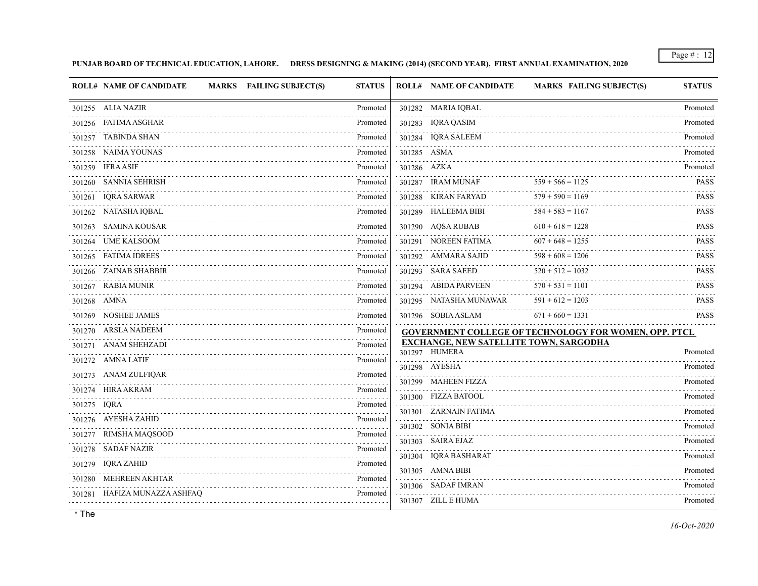**PUNJAB BOARD OF TECHNICAL EDUCATION, LAHORE. DRESS DESIGNING & MAKING (2014) (SECOND YEAR), FIRST ANNUAL EXAMINATION, 2020**

| ROLL# | NAME OF CANDIDATE | MARKS | FAILING SUBJECT(S) | STATUS |
|---|---|---|---|---|
| 301255 | ALIA NAZIR | | | Promoted |
| 301256 | FATIMA ASGHAR | | | Promoted |
| 301257 | TABINDA SHAN | | | Promoted |
| 301258 | NAIMA YOUNAS | | | Promoted |
| 301259 | IFRA ASIF | | | Promoted |
| 301260 | SANNIA SEHRISH | | | Promoted |
| 301261 | IQRA SARWAR | | | Promoted |
| 301262 | NATASHA IQBAL | | | Promoted |
| 301263 | SAMINA KOUSAR | | | Promoted |
| 301264 | UME KALSOOM | | | Promoted |
| 301265 | FATIMA IDREES | | | Promoted |
| 301266 | ZAINAB SHABBIR | | | Promoted |
| 301267 | RABIA MUNIR | | | Promoted |
| 301268 | AMNA | | | Promoted |
| 301269 | NOSHEE JAMES | | | Promoted |
| 301270 | ARSLA NADEEM | | | Promoted |
| 301271 | ANAM SHEHZADI | | | Promoted |
| 301272 | AMNA LATIF | | | Promoted |
| 301273 | ANAM ZULFIQAR | | | Promoted |
| 301274 | HIRA AKRAM | | | Promoted |
| 301275 | IQRA | | | Promoted |
| 301276 | AYESHA ZAHID | | | Promoted |
| 301277 | RIMSHA MAQSOOD | | | Promoted |
| 301278 | SADAF NAZIR | | | Promoted |
| 301279 | IQRA ZAHID | | | Promoted |
| 301280 | MEHREEN AKHTAR | | | Promoted |
| 301281 | HAFIZA MUNAZZA ASHFAQ | | | Promoted |
| 301282 | MARIA IQBAL | | | Promoted |
| 301283 | IQRA QASIM | | | Promoted |
| 301284 | IQRA SALEEM | | | Promoted |
| 301285 | ASMA | | | Promoted |
| 301286 | AZKA | | | Promoted |
| 301287 | IRAM MUNAF | 559 + 566 = 1125 | | PASS |
| 301288 | KIRAN FARYAD | 579 + 590 = 1169 | | PASS |
| 301289 | HALEEMA BIBI | 584 + 583 = 1167 | | PASS |
| 301290 | AQSA RUBAB | 610 + 618 = 1228 | | PASS |
| 301291 | NOREEN FATIMA | 607 + 648 = 1255 | | PASS |
| 301292 | AMMARA SAJID | 598 + 608 = 1206 | | PASS |
| 301293 | SARA SAEED | 520 + 512 = 1032 | | PASS |
| 301294 | ABIDA PARVEEN | 570 + 531 = 1101 | | PASS |
| 301295 | NATASHA MUNAWAR | 591 + 612 = 1203 | | PASS |
| 301296 | SOBIA ASLAM | 671 + 660 = 1331 | | PASS |

**GOVERNMENT COLLEGE OF TECHNOLOGY FOR WOMEN, OPP. PTCL EXCHANGE, NEW SATELLITE TOWN, SARGODHA**

| ROLL# | NAME OF CANDIDATE | MARKS | FAILING SUBJECT(S) | STATUS |
|---|---|---|---|---|
| 301297 | HUMERA | | | Promoted |
| 301298 | AYESHA | | | Promoted |
| 301299 | MAHEEN FIZZA | | | Promoted |
| 301300 | FIZZA BATOOL | | | Promoted |
| 301301 | ZARNAIN FATIMA | | | Promoted |
| 301302 | SONIA BIBI | | | Promoted |
| 301303 | SAIRA EJAZ | | | Promoted |
| 301304 | IQRA BASHARAT | | | Promoted |
| 301305 | AMNA BIBI | | | Promoted |
| 301306 | SADAF IMRAN | | | Promoted |
| 301307 | ZILL E HUMA | | | Promoted |

* The

*16-Oct-2020*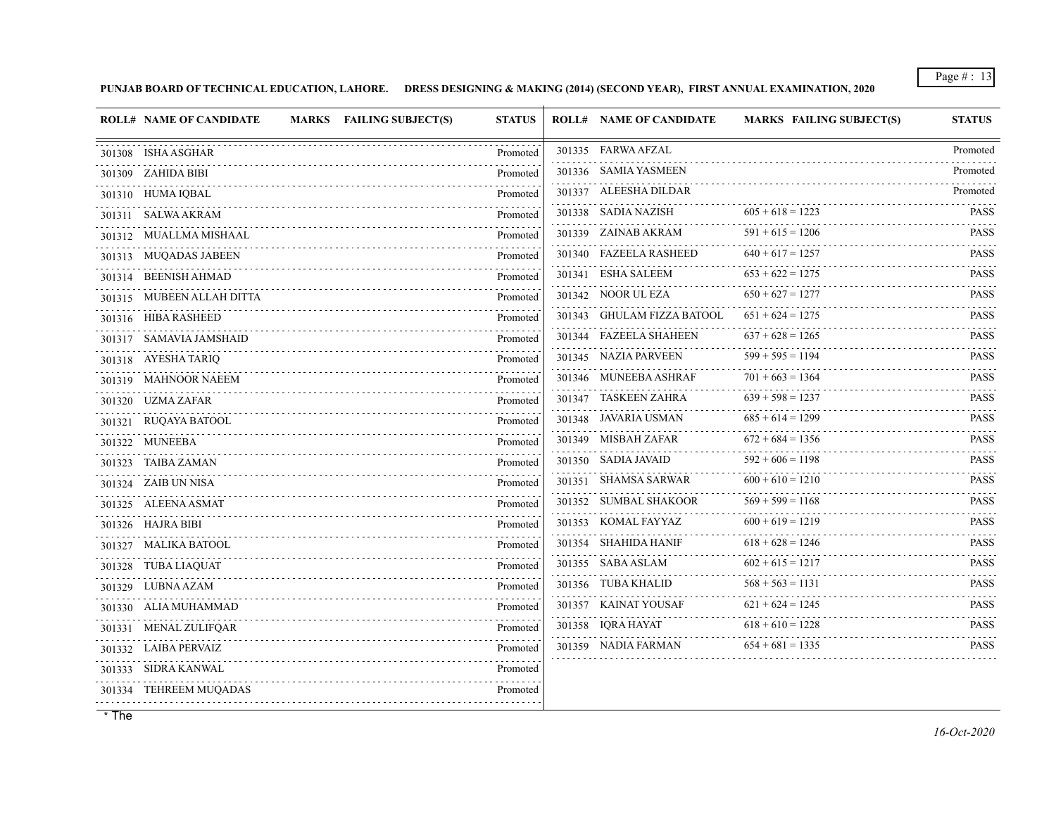**PUNJAB BOARD OF TECHNICAL EDUCATION, LAHORE. DRESS DESIGNING & MAKING (2014) (SECOND YEAR), FIRST ANNUAL EXAMINATION, 2020**

| ROLL# | NAME OF CANDIDATE | MARKS | FAILING SUBJECT(S) | STATUS |
|---|---|---|---|---|
| 301308 | ISHA ASGHAR | | | Promoted |
| 301309 | ZAHIDA BIBI | | | Promoted |
| 301310 | HUMA IQBAL | | | Promoted |
| 301311 | SALWA AKRAM | | | Promoted |
| 301312 | MUALLMA MISHAAL | | | Promoted |
| 301313 | MUQADAS JABEEN | | | Promoted |
| 301314 | BEENISH AHMAD | | | Promoted |
| 301315 | MUBEEN ALLAH DITTA | | | Promoted |
| 301316 | HIBA RASHEED | | | Promoted |
| 301317 | SAMAVIA JAMSHAID | | | Promoted |
| 301318 | AYESHA TARIQ | | | Promoted |
| 301319 | MAHNOOR NAEEM | | | Promoted |
| 301320 | UZMA ZAFAR | | | Promoted |
| 301321 | RUQAYA BATOOL | | | Promoted |
| 301322 | MUNEEBA | | | Promoted |
| 301323 | TAIBA ZAMAN | | | Promoted |
| 301324 | ZAIB UN NISA | | | Promoted |
| 301325 | ALEENA ASMAT | | | Promoted |
| 301326 | HAJRA BIBI | | | Promoted |
| 301327 | MALIKA BATOOL | | | Promoted |
| 301328 | TUBA LIAQUAT | | | Promoted |
| 301329 | LUBNA AZAM | | | Promoted |
| 301330 | ALIA MUHAMMAD | | | Promoted |
| 301331 | MENAL ZULIFQAR | | | Promoted |
| 301332 | LAIBA PERVAIZ | | | Promoted |
| 301333 | SIDRA KANWAL | | | Promoted |
| 301334 | TEHREEM MUQADAS | | | Promoted |
| 301335 | FARWA AFZAL | | | Promoted |
| 301336 | SAMIA YASMEEN | | | Promoted |
| 301337 | ALEESHA DILDAR | | | Promoted |
| 301338 | SADIA NAZISH | 605 + 618 = 1223 | | PASS |
| 301339 | ZAINAB AKRAM | 591 + 615 = 1206 | | PASS |
| 301340 | FAZEELA RASHEED | 640 + 617 = 1257 | | PASS |
| 301341 | ESHA SALEEM | 653 + 622 = 1275 | | PASS |
| 301342 | NOOR UL EZA | 650 + 627 = 1277 | | PASS |
| 301343 | GHULAM FIZZA BATOOL | 651 + 624 = 1275 | | PASS |
| 301344 | FAZEELA SHAHEEN | 637 + 628 = 1265 | | PASS |
| 301345 | NAZIA PARVEEN | 599 + 595 = 1194 | | PASS |
| 301346 | MUNEEBA ASHRAF | 701 + 663 = 1364 | | PASS |
| 301347 | TASKEEN ZAHRA | 639 + 598 = 1237 | | PASS |
| 301348 | JAVARIA USMAN | 685 + 614 = 1299 | | PASS |
| 301349 | MISBAH ZAFAR | 672 + 684 = 1356 | | PASS |
| 301350 | SADIA JAVAID | 592 + 606 = 1198 | | PASS |
| 301351 | SHAMSA SARWAR | 600 + 610 = 1210 | | PASS |
| 301352 | SUMBAL SHAKOOR | 569 + 599 = 1168 | | PASS |
| 301353 | KOMAL FAYYAZ | 600 + 619 = 1219 | | PASS |
| 301354 | SHAHIDA HANIF | 618 + 628 = 1246 | | PASS |
| 301355 | SABA ASLAM | 602 + 615 = 1217 | | PASS |
| 301356 | TUBA KHALID | 568 + 563 = 1131 | | PASS |
| 301357 | KAINAT YOUSAF | 621 + 624 = 1245 | | PASS |
| 301358 | IQRA HAYAT | 618 + 610 = 1228 | | PASS |
| 301359 | NADIA FARMAN | 654 + 681 = 1335 | | PASS |

* The

*16-Oct-2020*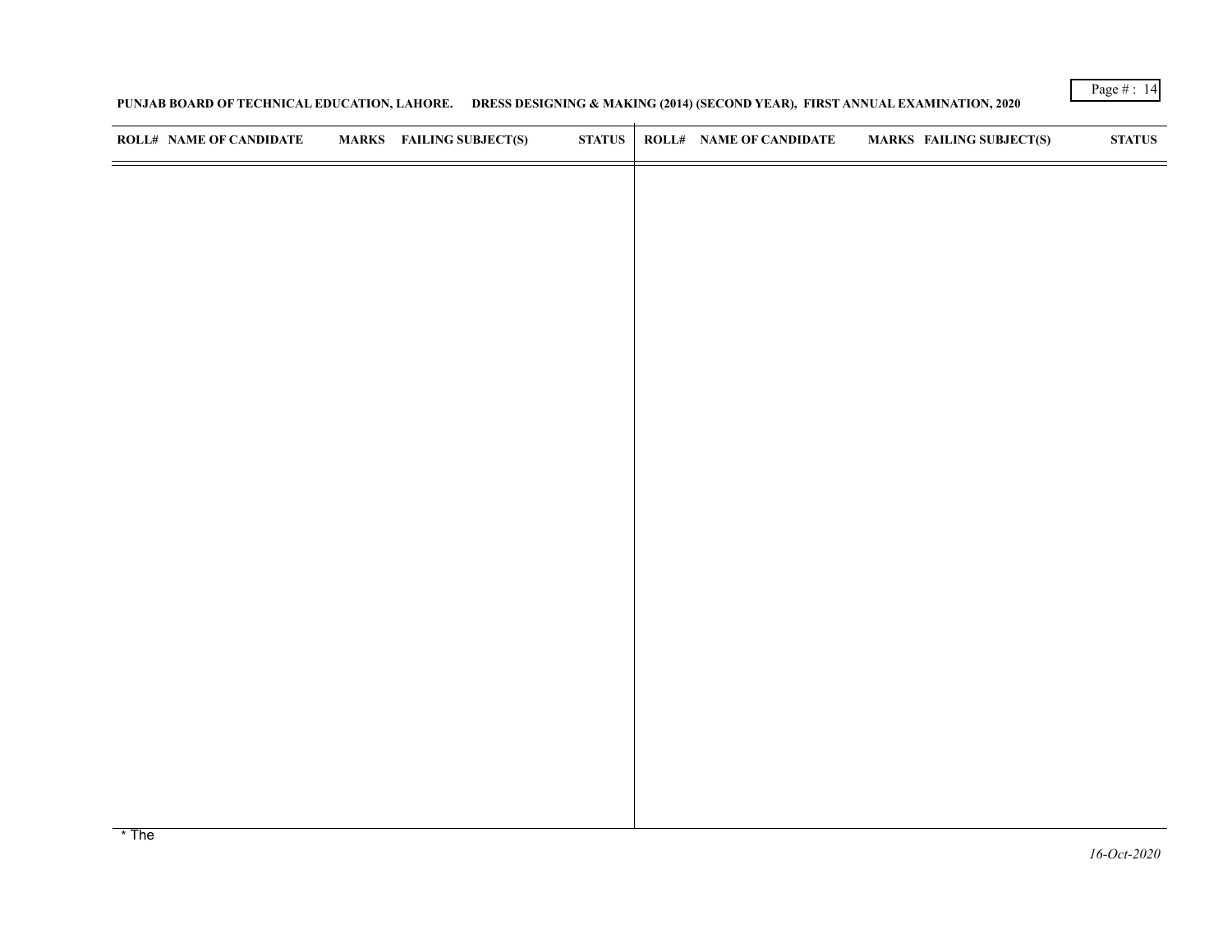| ROLL# | NAME OF CANDIDATE | MARKS | FAILING SUBJECT(S) | STATUS | ROLL# | NAME OF CANDIDATE | MARKS | FAILING SUBJECT(S) | STATUS |
|---|---|---|---|---|---|---|---|---|---|

* The

*16-Oct-2020*